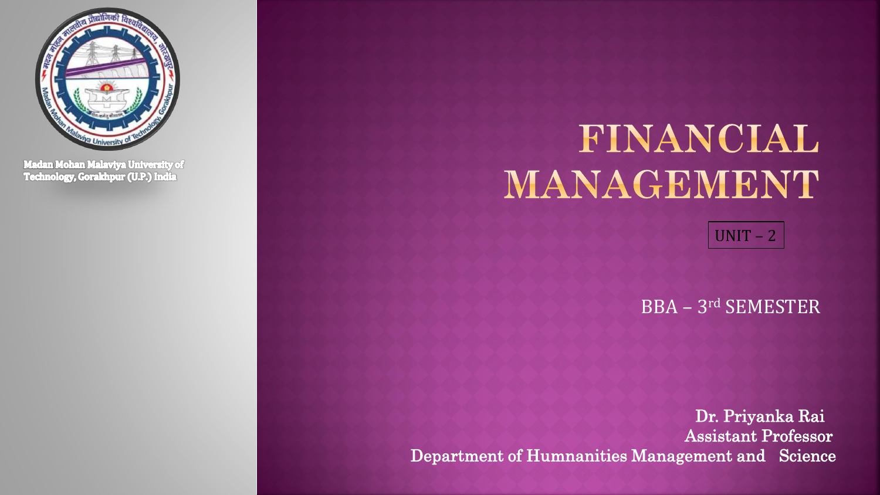Madan Mohan Malaviya University of Technology, Gorakhpur (U.P.) India

# FINANCIAL MANAGEMENT

UNIT – 2

BBA – 3rd SEMESTER

Dr. Priyanka Rai
Assistant Professor
Department of Humnanities Management and Science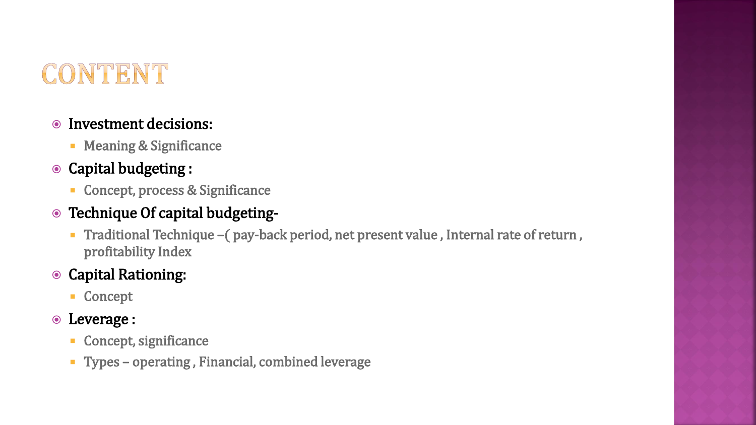# CONTENT

- **Investment decisions:**
  - Meaning & Significance
- **Capital budgeting :**
  - Concept, process & Significance
- **Technique Of capital budgeting-**
  - Traditional Technique –( pay-back period, net present value , Internal rate of return , profitability Index
- **Capital Rationing:**
  - Concept
- **Leverage :**
  - Concept, significance
  - Types – operating , Financial, combined leverage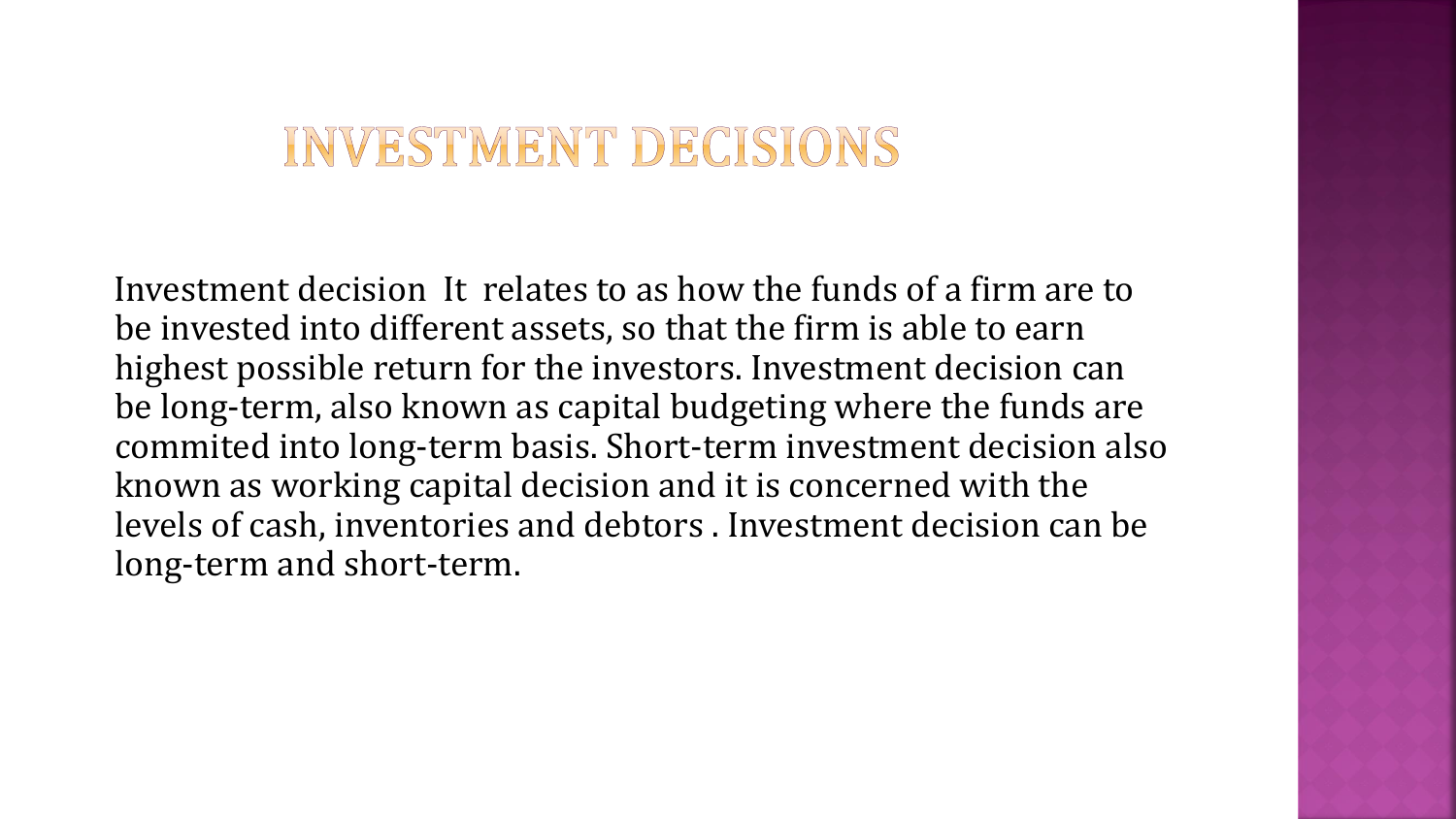# INVESTMENT DECISIONS

Investment decision It relates to as how the funds of a firm are to be invested into different assets, so that the firm is able to earn highest possible return for the investors. Investment decision can be long-term, also known as capital budgeting where the funds are commited into long-term basis. Short-term investment decision also known as working capital decision and it is concerned with the levels of cash, inventories and debtors . Investment decision can be long-term and short-term.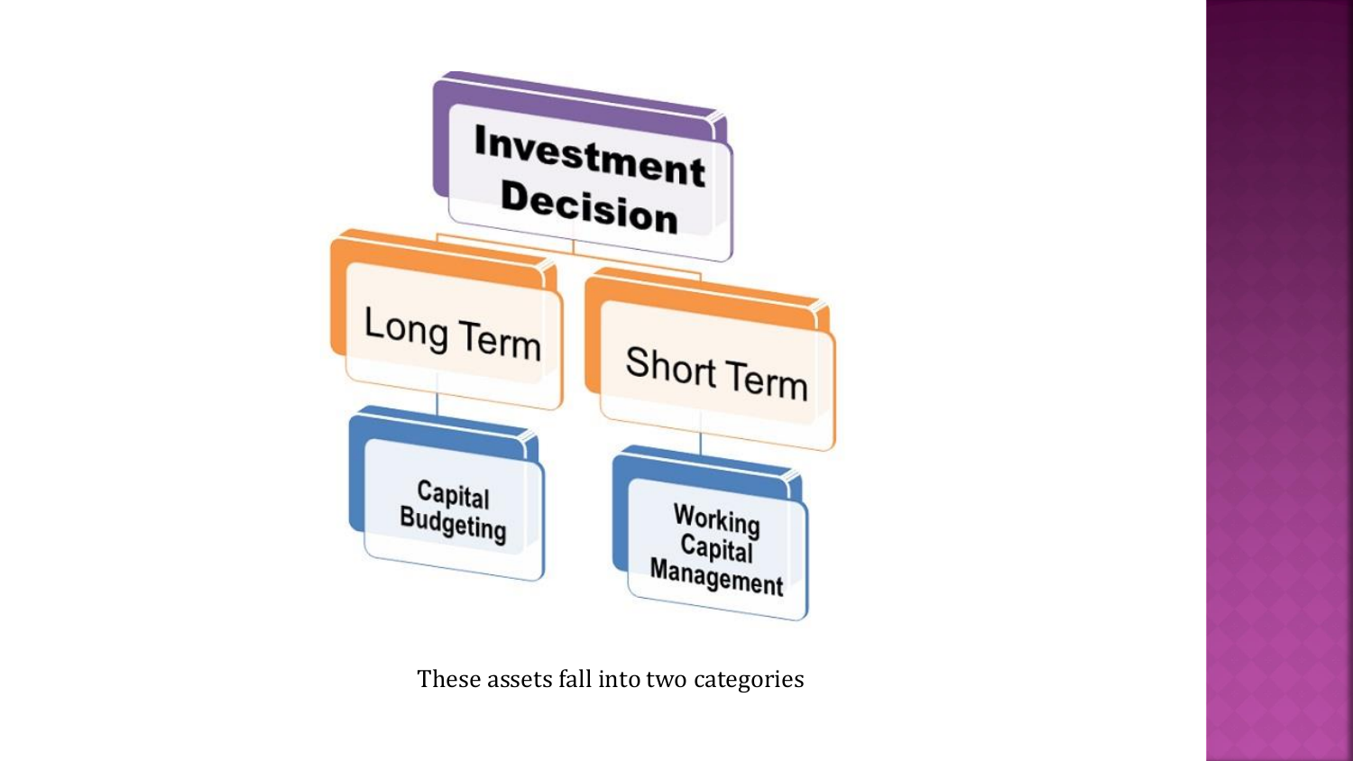- Investment Decision
  - Long Term
    - Capital Budgeting
  - Short Term
    - Working Capital Management

These assets fall into two categories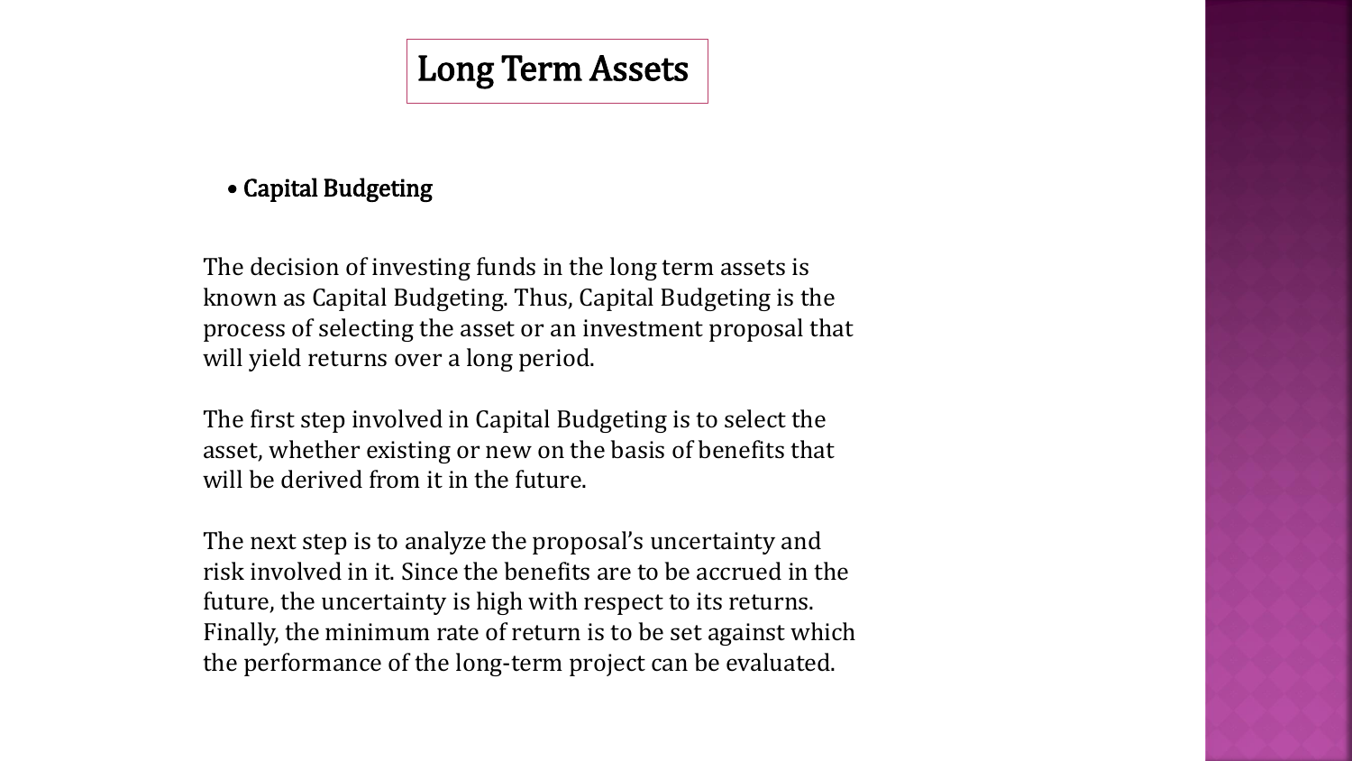# Long Term Assets

- **Capital Budgeting**

The decision of investing funds in the long term assets is known as Capital Budgeting. Thus, Capital Budgeting is the process of selecting the asset or an investment proposal that will yield returns over a long period.

The first step involved in Capital Budgeting is to select the asset, whether existing or new on the basis of benefits that will be derived from it in the future.

The next step is to analyze the proposal's uncertainty and risk involved in it. Since the benefits are to be accrued in the future, the uncertainty is high with respect to its returns. Finally, the minimum rate of return is to be set against which the performance of the long-term project can be evaluated.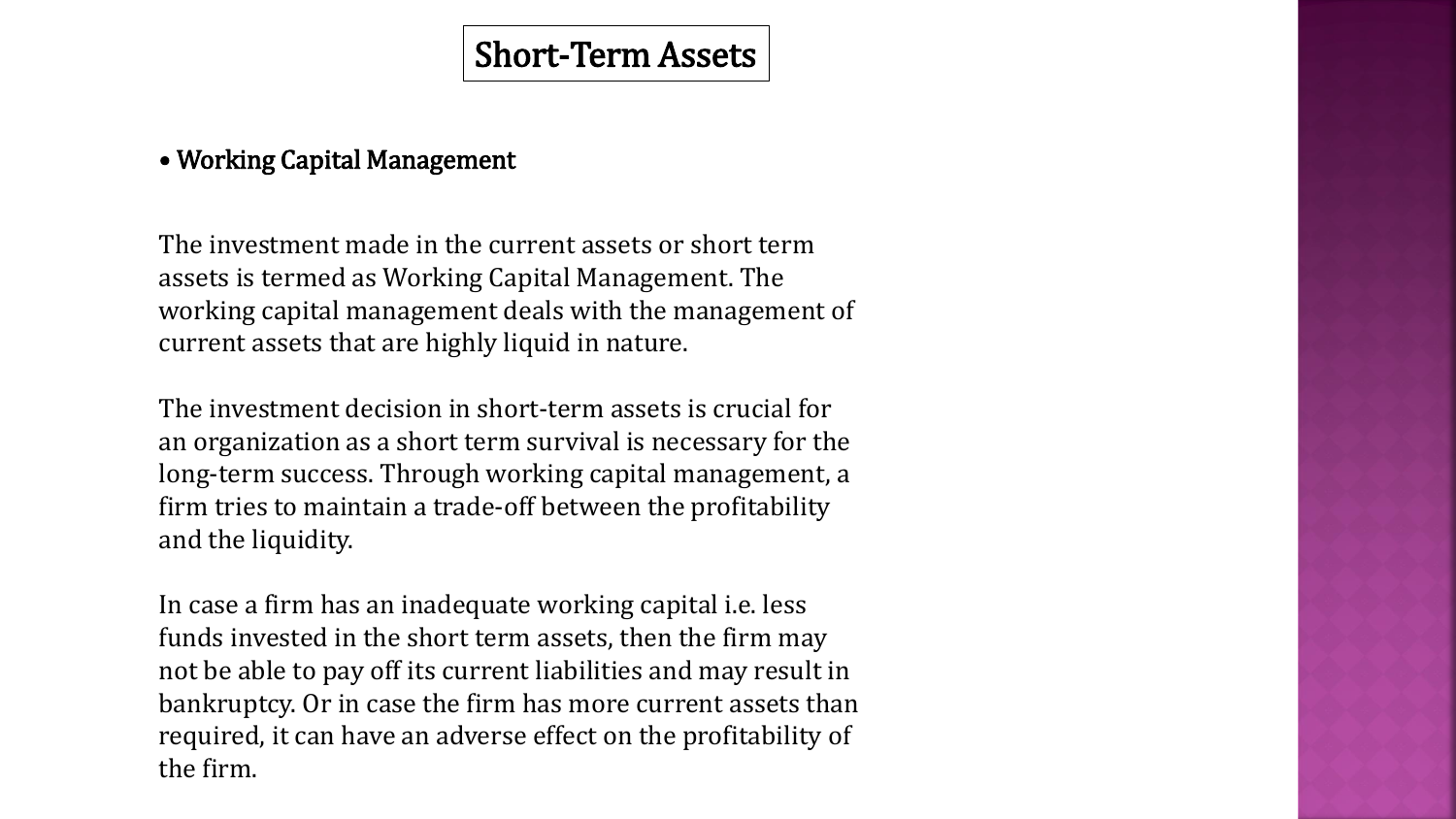# Short-Term Assets

- **Working Capital Management**

The investment made in the current assets or short term assets is termed as Working Capital Management. The working capital management deals with the management of current assets that are highly liquid in nature.

The investment decision in short-term assets is crucial for an organization as a short term survival is necessary for the long-term success. Through working capital management, a firm tries to maintain a trade-off between the profitability and the liquidity.

In case a firm has an inadequate working capital i.e. less funds invested in the short term assets, then the firm may not be able to pay off its current liabilities and may result in bankruptcy. Or in case the firm has more current assets than required, it can have an adverse effect on the profitability of the firm.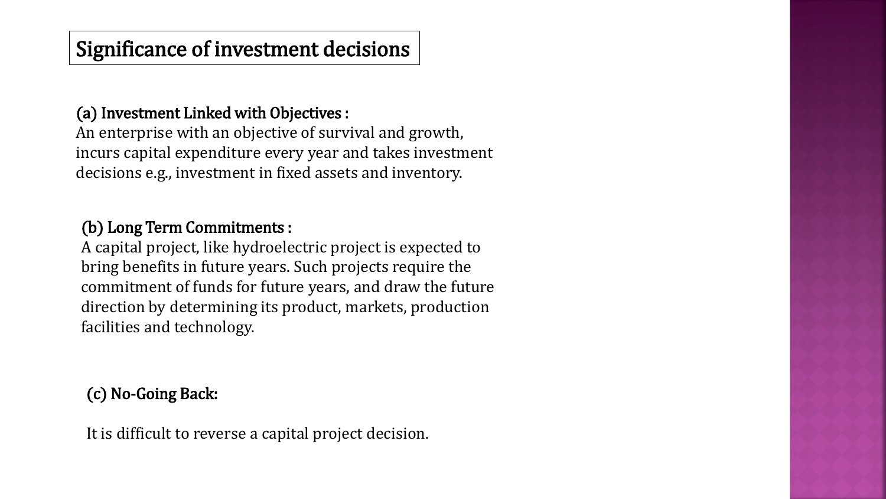# Significance of investment decisions

**(a) Investment Linked with Objectives :**

An enterprise with an objective of survival and growth, incurs capital expenditure every year and takes investment decisions e.g., investment in fixed assets and inventory.

**(b) Long Term Commitments :**

A capital project, like hydroelectric project is expected to bring benefits in future years. Such projects require the commitment of funds for future years, and draw the future direction by determining its product, markets, production facilities and technology.

**(c) No-Going Back:**

It is difficult to reverse a capital project decision.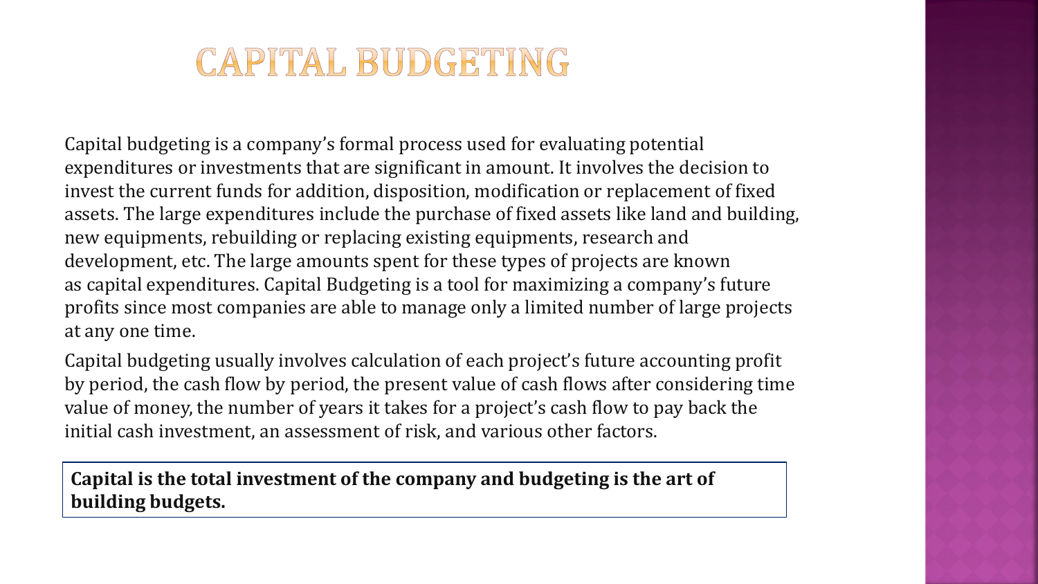# CAPITAL BUDGETING

Capital budgeting is a company's formal process used for evaluating potential expenditures or investments that are significant in amount. It involves the decision to invest the current funds for addition, disposition, modification or replacement of fixed assets. The large expenditures include the purchase of fixed assets like land and building, new equipments, rebuilding or replacing existing equipments, research and development, etc. The large amounts spent for these types of projects are known as capital expenditures. Capital Budgeting is a tool for maximizing a company's future profits since most companies are able to manage only a limited number of large projects at any one time.

Capital budgeting usually involves calculation of each project's future accounting profit by period, the cash flow by period, the present value of cash flows after considering time value of money, the number of years it takes for a project's cash flow to pay back the initial cash investment, an assessment of risk, and various other factors.

**Capital is the total investment of the company and budgeting is the art of building budgets.**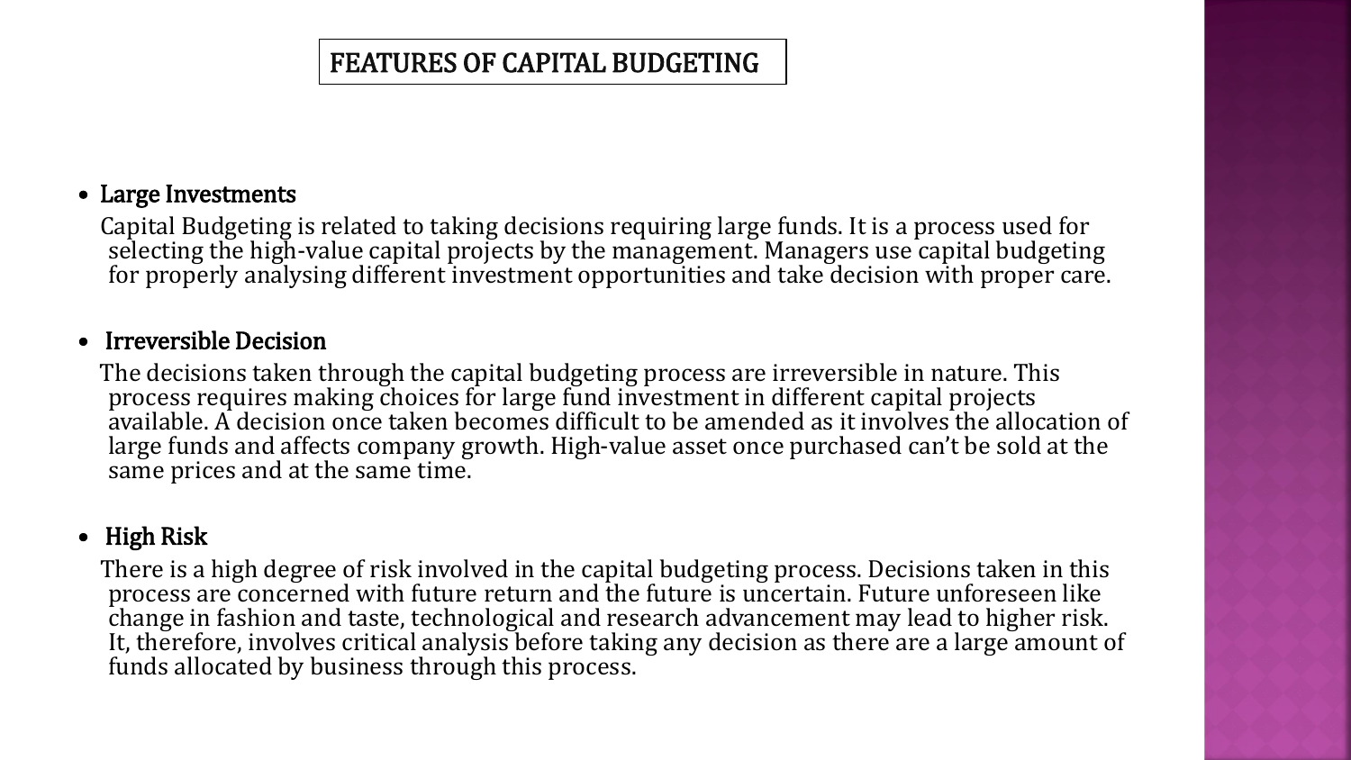# FEATURES OF CAPITAL BUDGETING

- **Large Investments**

  Capital Budgeting is related to taking decisions requiring large funds. It is a process used for selecting the high-value capital projects by the management. Managers use capital budgeting for properly analysing different investment opportunities and take decision with proper care.

- **Irreversible Decision**

  The decisions taken through the capital budgeting process are irreversible in nature. This process requires making choices for large fund investment in different capital projects available. A decision once taken becomes difficult to be amended as it involves the allocation of large funds and affects company growth. High-value asset once purchased can't be sold at the same prices and at the same time.

- **High Risk**

  There is a high degree of risk involved in the capital budgeting process. Decisions taken in this process are concerned with future return and the future is uncertain. Future unforeseen like change in fashion and taste, technological and research advancement may lead to higher risk. It, therefore, involves critical analysis before taking any decision as there are a large amount of funds allocated by business through this process.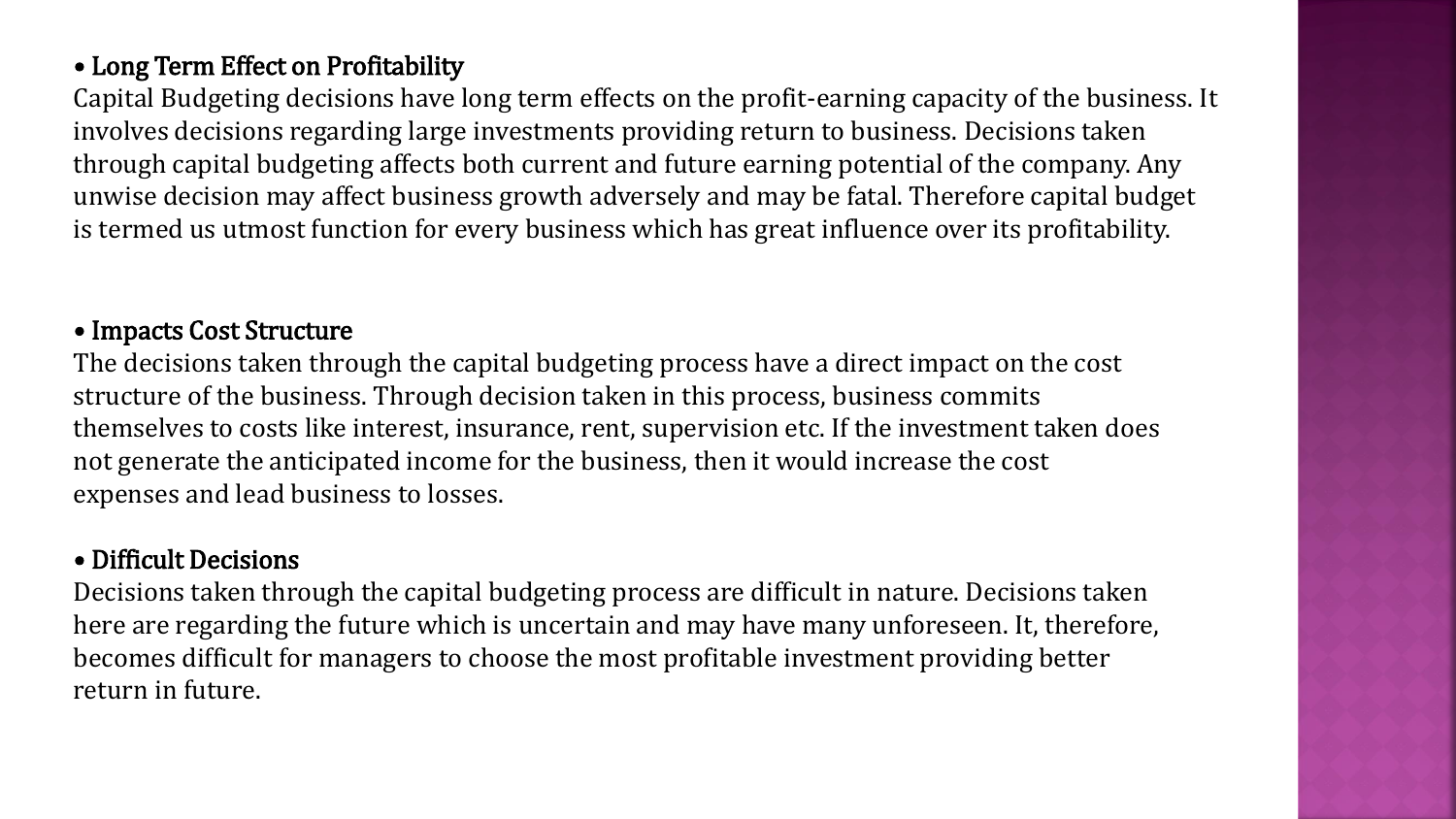- **Long Term Effect on Profitability**

Capital Budgeting decisions have long term effects on the profit-earning capacity of the business. It involves decisions regarding large investments providing return to business. Decisions taken through capital budgeting affects both current and future earning potential of the company. Any unwise decision may affect business growth adversely and may be fatal. Therefore capital budget is termed us utmost function for every business which has great influence over its profitability.

- **Impacts Cost Structure**

The decisions taken through the capital budgeting process have a direct impact on the cost structure of the business. Through decision taken in this process, business commits themselves to costs like interest, insurance, rent, supervision etc. If the investment taken does not generate the anticipated income for the business, then it would increase the cost expenses and lead business to losses.

- **Difficult Decisions**

Decisions taken through the capital budgeting process are difficult in nature. Decisions taken here are regarding the future which is uncertain and may have many unforeseen. It, therefore, becomes difficult for managers to choose the most profitable investment providing better return in future.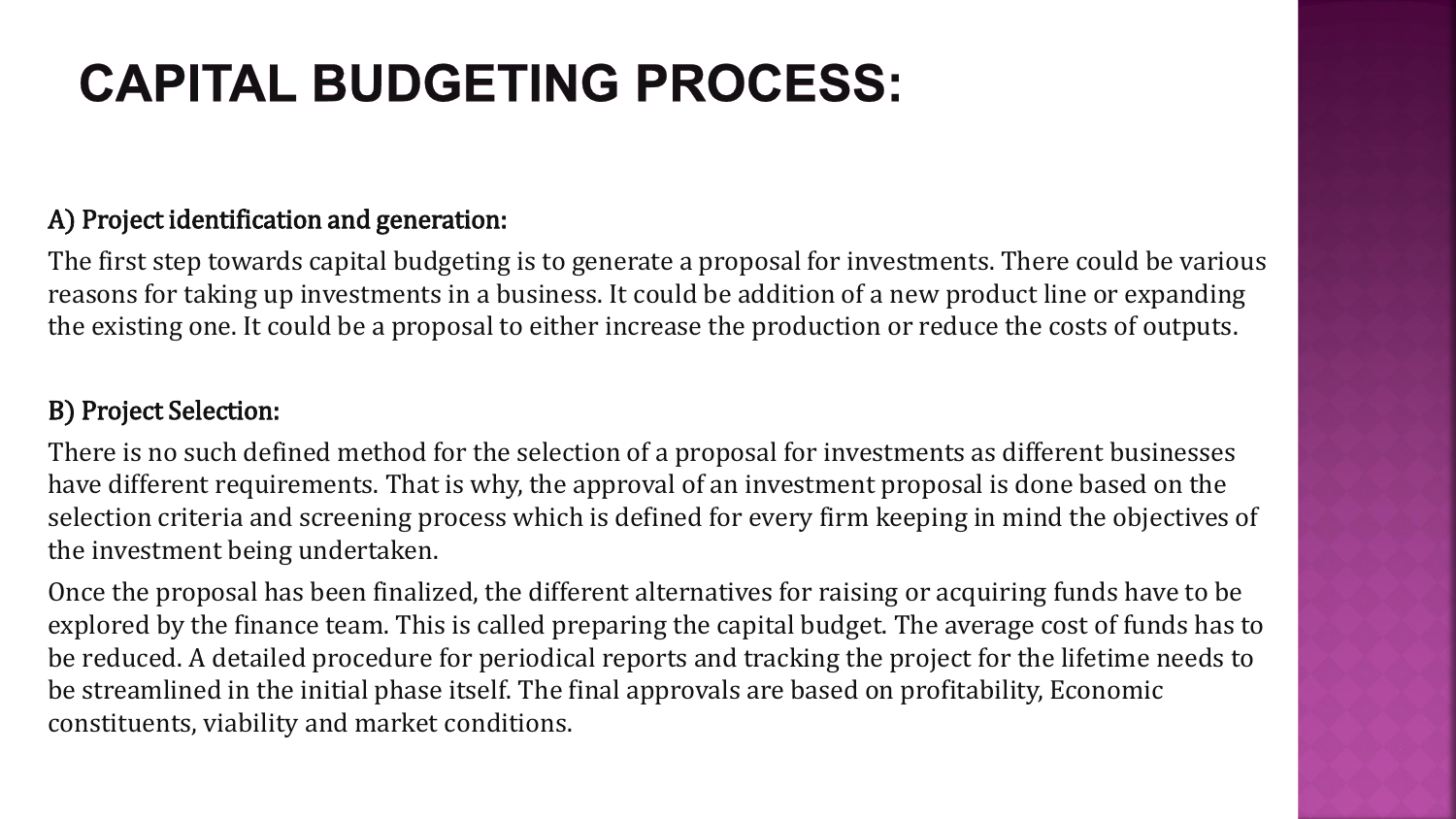# CAPITAL BUDGETING PROCESS:

### A) Project identification and generation:

The first step towards capital budgeting is to generate a proposal for investments. There could be various reasons for taking up investments in a business. It could be addition of a new product line or expanding the existing one. It could be a proposal to either increase the production or reduce the costs of outputs.

### B) Project Selection:

There is no such defined method for the selection of a proposal for investments as different businesses have different requirements. That is why, the approval of an investment proposal is done based on the selection criteria and screening process which is defined for every firm keeping in mind the objectives of the investment being undertaken.

Once the proposal has been finalized, the different alternatives for raising or acquiring funds have to be explored by the finance team. This is called preparing the capital budget. The average cost of funds has to be reduced. A detailed procedure for periodical reports and tracking the project for the lifetime needs to be streamlined in the initial phase itself. The final approvals are based on profitability, Economic constituents, viability and market conditions.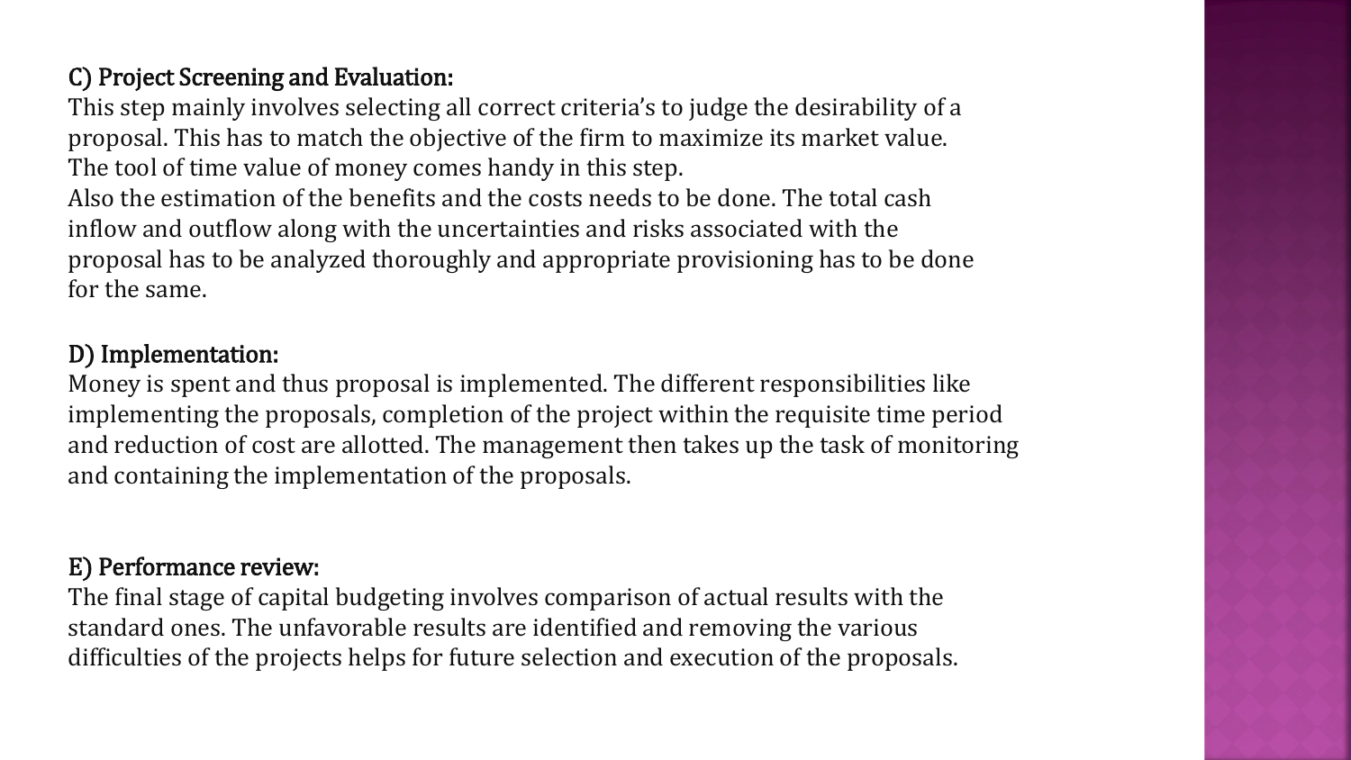### C) Project Screening and Evaluation:

This step mainly involves selecting all correct criteria's to judge the desirability of a proposal. This has to match the objective of the firm to maximize its market value. The tool of time value of money comes handy in this step.

Also the estimation of the benefits and the costs needs to be done. The total cash inflow and outflow along with the uncertainties and risks associated with the proposal has to be analyzed thoroughly and appropriate provisioning has to be done for the same.

### D) Implementation:

Money is spent and thus proposal is implemented. The different responsibilities like implementing the proposals, completion of the project within the requisite time period and reduction of cost are allotted. The management then takes up the task of monitoring and containing the implementation of the proposals.

### E) Performance review:

The final stage of capital budgeting involves comparison of actual results with the standard ones. The unfavorable results are identified and removing the various difficulties of the projects helps for future selection and execution of the proposals.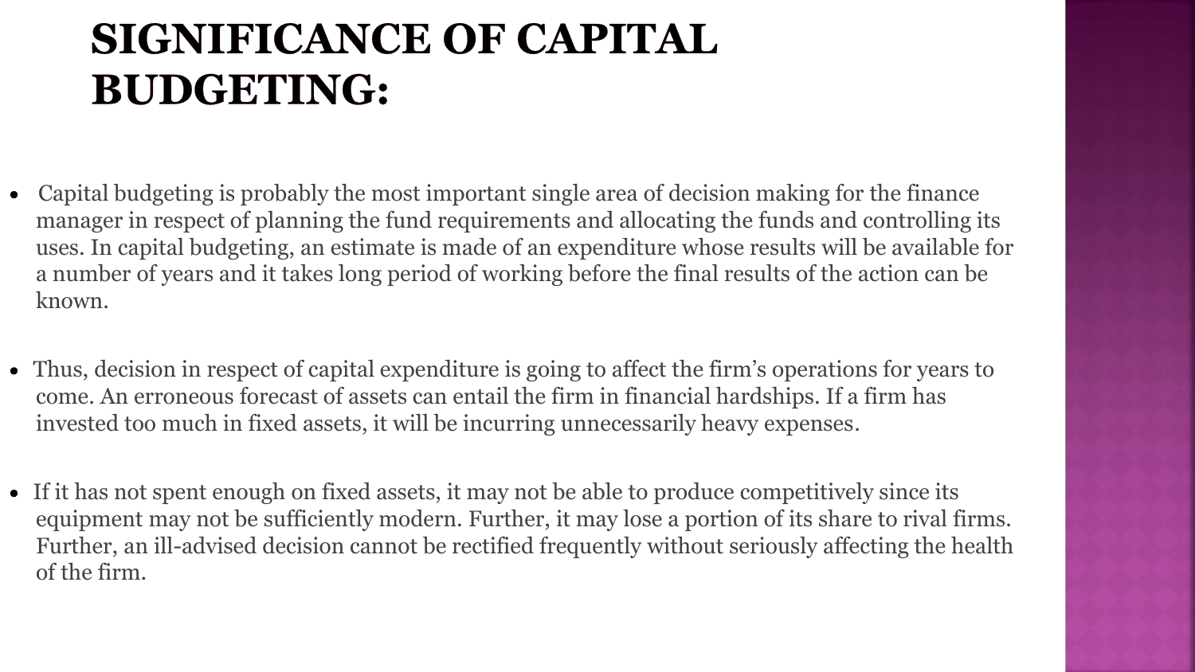# SIGNIFICANCE OF CAPITAL BUDGETING:

- Capital budgeting is probably the most important single area of decision making for the finance manager in respect of planning the fund requirements and allocating the funds and controlling its uses. In capital budgeting, an estimate is made of an expenditure whose results will be available for a number of years and it takes long period of working before the final results of the action can be known.

- Thus, decision in respect of capital expenditure is going to affect the firm's operations for years to come. An erroneous forecast of assets can entail the firm in financial hardships. If a firm has invested too much in fixed assets, it will be incurring unnecessarily heavy expenses.

- If it has not spent enough on fixed assets, it may not be able to produce competitively since its equipment may not be sufficiently modern. Further, it may lose a portion of its share to rival firms. Further, an ill-advised decision cannot be rectified frequently without seriously affecting the health of the firm.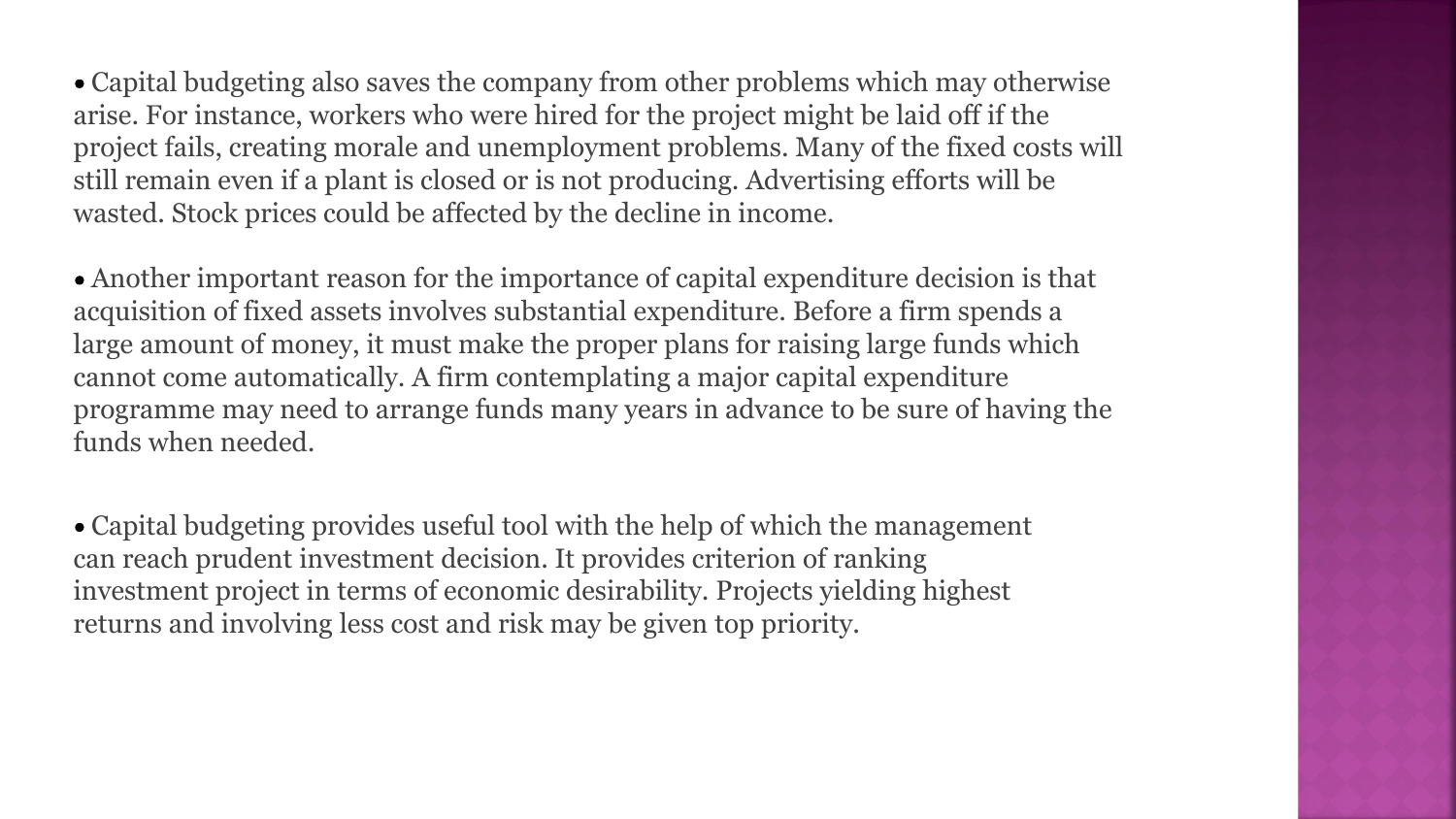- Capital budgeting also saves the company from other problems which may otherwise arise. For instance, workers who were hired for the project might be laid off if the project fails, creating morale and unemployment problems. Many of the fixed costs will still remain even if a plant is closed or is not producing. Advertising efforts will be wasted. Stock prices could be affected by the decline in income.

- Another important reason for the importance of capital expenditure decision is that acquisition of fixed assets involves substantial expenditure. Before a firm spends a large amount of money, it must make the proper plans for raising large funds which cannot come automatically. A firm contemplating a major capital expenditure programme may need to arrange funds many years in advance to be sure of having the funds when needed.

- Capital budgeting provides useful tool with the help of which the management can reach prudent investment decision. It provides criterion of ranking investment project in terms of economic desirability. Projects yielding highest returns and involving less cost and risk may be given top priority.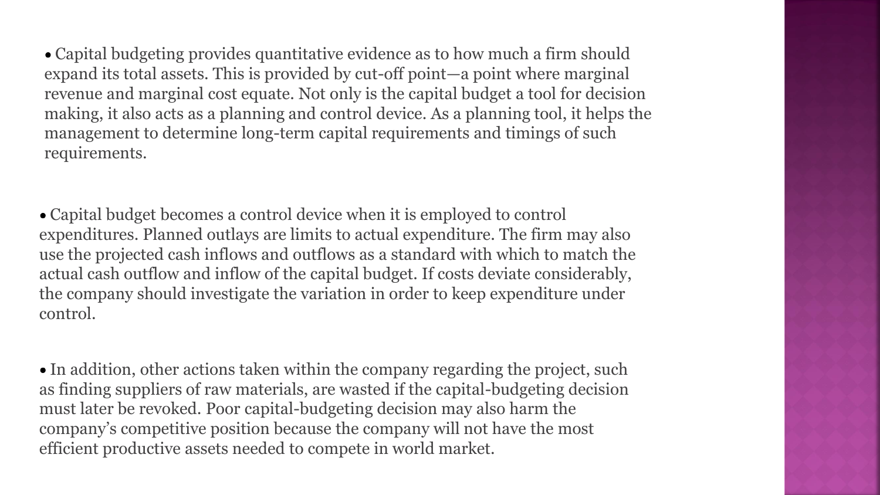- Capital budgeting provides quantitative evidence as to how much a firm should expand its total assets. This is provided by cut-off point—a point where marginal revenue and marginal cost equate. Not only is the capital budget a tool for decision making, it also acts as a planning and control device. As a planning tool, it helps the management to determine long-term capital requirements and timings of such requirements.

- Capital budget becomes a control device when it is employed to control expenditures. Planned outlays are limits to actual expenditure. The firm may also use the projected cash inflows and outflows as a standard with which to match the actual cash outflow and inflow of the capital budget. If costs deviate considerably, the company should investigate the variation in order to keep expenditure under control.

- In addition, other actions taken within the company regarding the project, such as finding suppliers of raw materials, are wasted if the capital-budgeting decision must later be revoked. Poor capital-budgeting decision may also harm the company's competitive position because the company will not have the most efficient productive assets needed to compete in world market.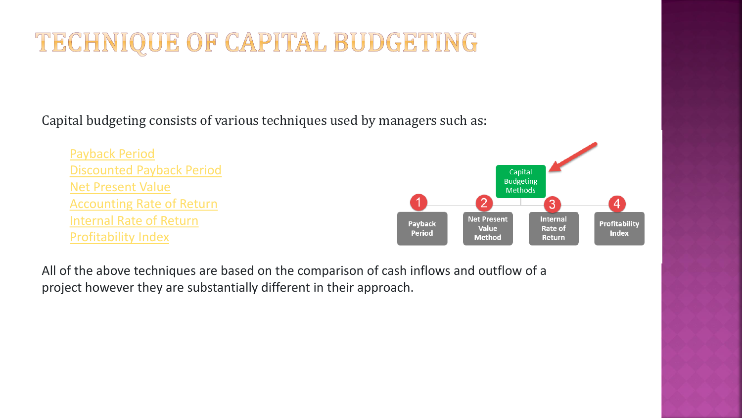# TECHNIQUE OF CAPITAL BUDGETING

Capital budgeting consists of various techniques used by managers such as:

- Payback Period
- Discounted Payback Period
- Net Present Value
- Accounting Rate of Return
- Internal Rate of Return
- Profitability Index

Capital Budgeting Methods

1. Payback Period
2. Net Present Value Method
3. Internal Rate of Return
4. Profitability Index

All of the above techniques are based on the comparison of cash inflows and outflow of a project however they are substantially different in their approach.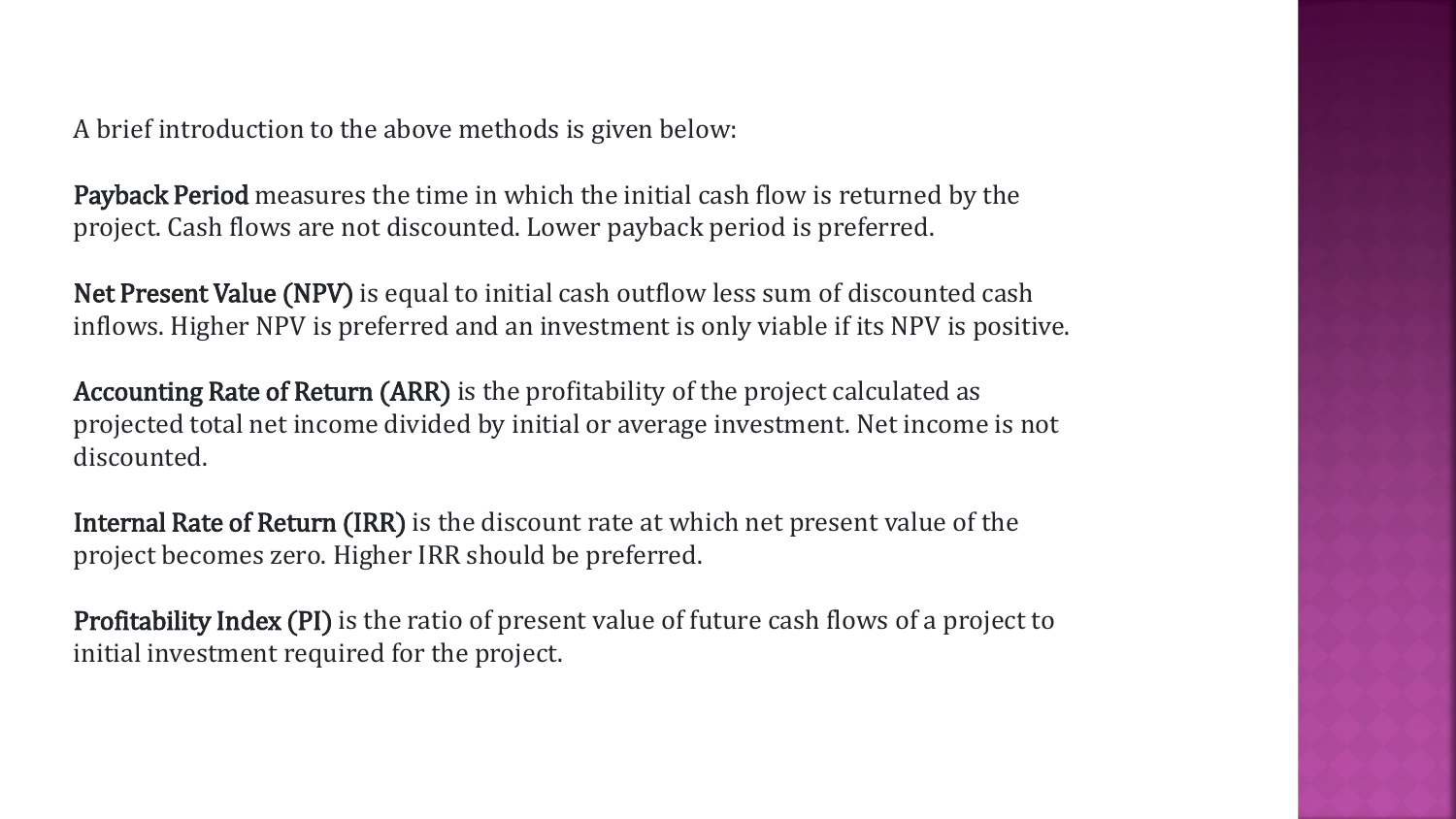A brief introduction to the above methods is given below:

**Payback Period** measures the time in which the initial cash flow is returned by the project. Cash flows are not discounted. Lower payback period is preferred.

**Net Present Value (NPV)** is equal to initial cash outflow less sum of discounted cash inflows. Higher NPV is preferred and an investment is only viable if its NPV is positive.

**Accounting Rate of Return (ARR)** is the profitability of the project calculated as projected total net income divided by initial or average investment. Net income is not discounted.

**Internal Rate of Return (IRR)** is the discount rate at which net present value of the project becomes zero. Higher IRR should be preferred.

**Profitability Index (PI)** is the ratio of present value of future cash flows of a project to initial investment required for the project.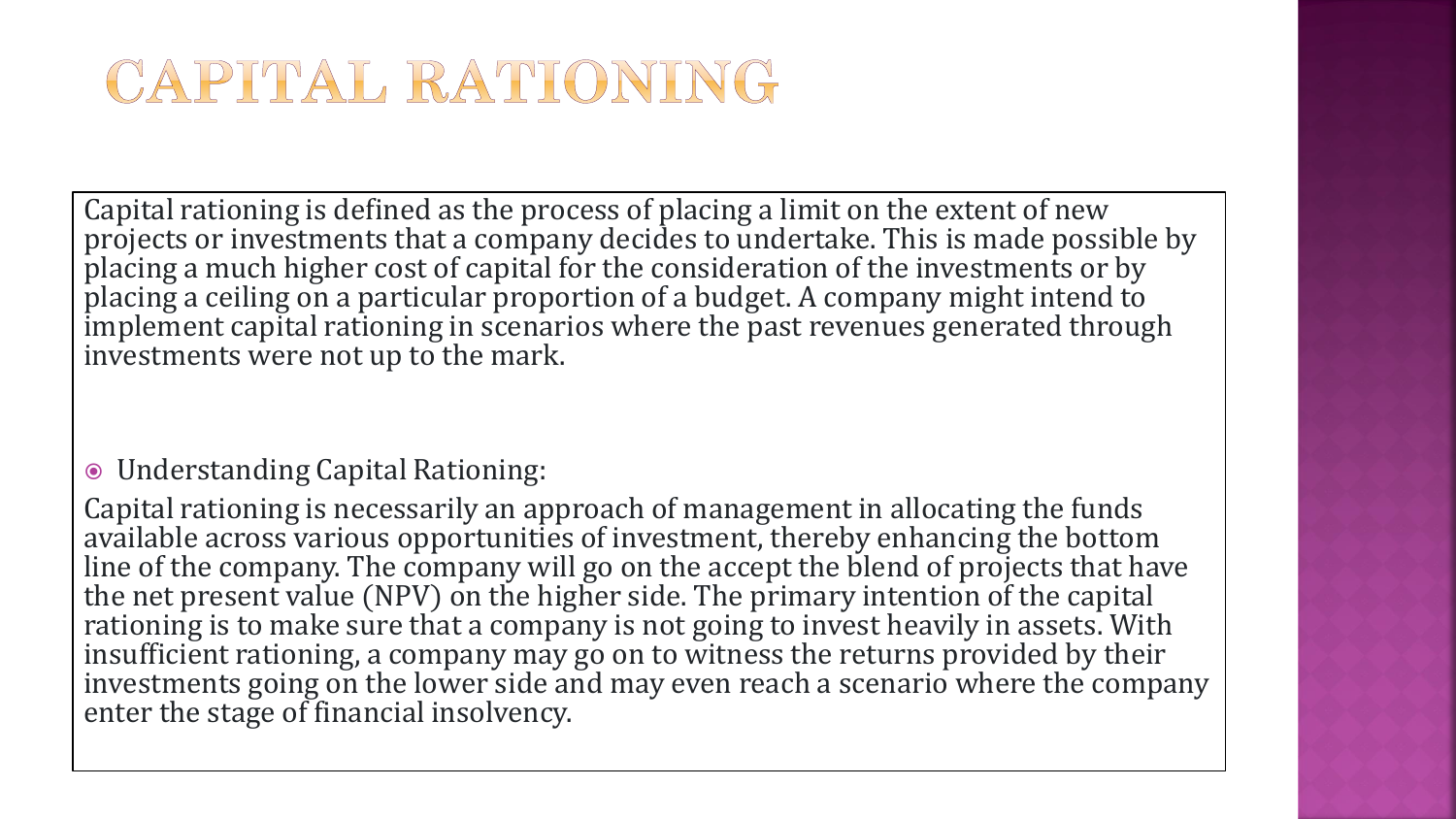# CAPITAL RATIONING

Capital rationing is defined as the process of placing a limit on the extent of new projects or investments that a company decides to undertake. This is made possible by placing a much higher cost of capital for the consideration of the investments or by placing a ceiling on a particular proportion of a budget. A company might intend to implement capital rationing in scenarios where the past revenues generated through investments were not up to the mark.

- Understanding Capital Rationing:

Capital rationing is necessarily an approach of management in allocating the funds available across various opportunities of investment, thereby enhancing the bottom line of the company. The company will go on the accept the blend of projects that have the net present value (NPV) on the higher side. The primary intention of the capital rationing is to make sure that a company is not going to invest heavily in assets. With insufficient rationing, a company may go on to witness the returns provided by their investments going on the lower side and may even reach a scenario where the company enter the stage of financial insolvency.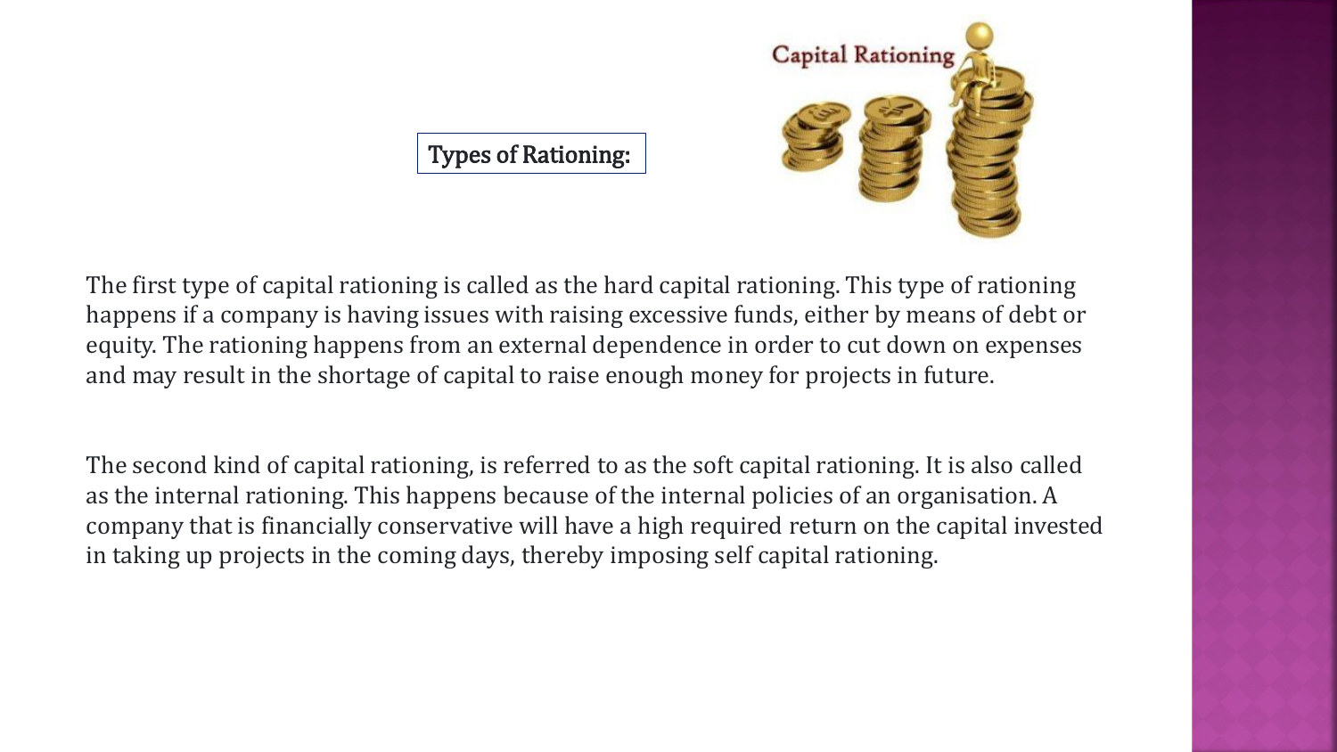## Types of Rationing:

The first type of capital rationing is called as the hard capital rationing. This type of rationing happens if a company is having issues with raising excessive funds, either by means of debt or equity. The rationing happens from an external dependence in order to cut down on expenses and may result in the shortage of capital to raise enough money for projects in future.

The second kind of capital rationing, is referred to as the soft capital rationing. It is also called as the internal rationing. This happens because of the internal policies of an organisation. A company that is financially conservative will have a high required return on the capital invested in taking up projects in the coming days, thereby imposing self capital rationing.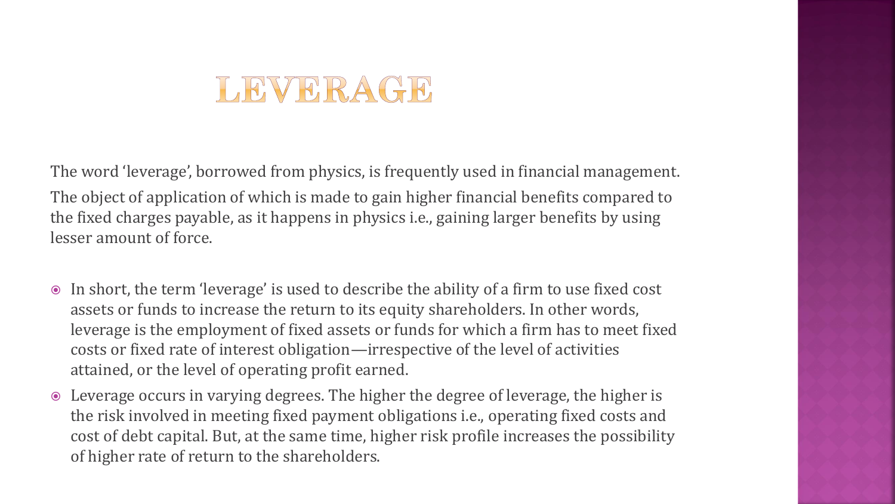# LEVERAGE

The word ‘leverage’, borrowed from physics, is frequently used in financial management.

The object of application of which is made to gain higher financial benefits compared to the fixed charges payable, as it happens in physics i.e., gaining larger benefits by using lesser amount of force.

- In short, the term ‘leverage’ is used to describe the ability of a firm to use fixed cost assets or funds to increase the return to its equity shareholders. In other words, leverage is the employment of fixed assets or funds for which a firm has to meet fixed costs or fixed rate of interest obligation—irrespective of the level of activities attained, or the level of operating profit earned.
- Leverage occurs in varying degrees. The higher the degree of leverage, the higher is the risk involved in meeting fixed payment obligations i.e., operating fixed costs and cost of debt capital. But, at the same time, higher risk profile increases the possibility of higher rate of return to the shareholders.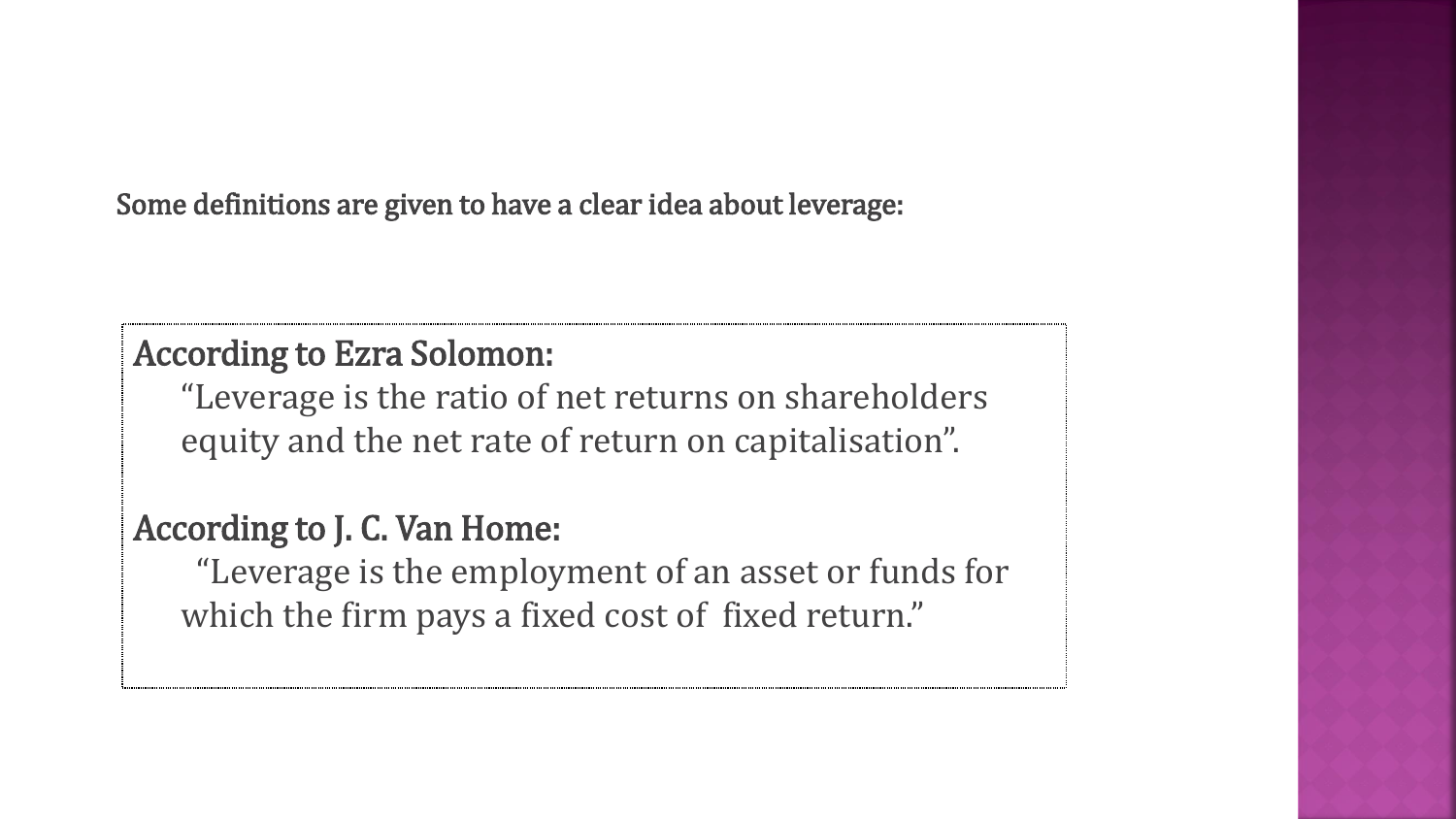Some definitions are given to have a clear idea about leverage:

**According to Ezra Solomon:**

"Leverage is the ratio of net returns on shareholders equity and the net rate of return on capitalisation".

**According to J. C. Van Home:**

"Leverage is the employment of an asset or funds for which the firm pays a fixed cost of fixed return."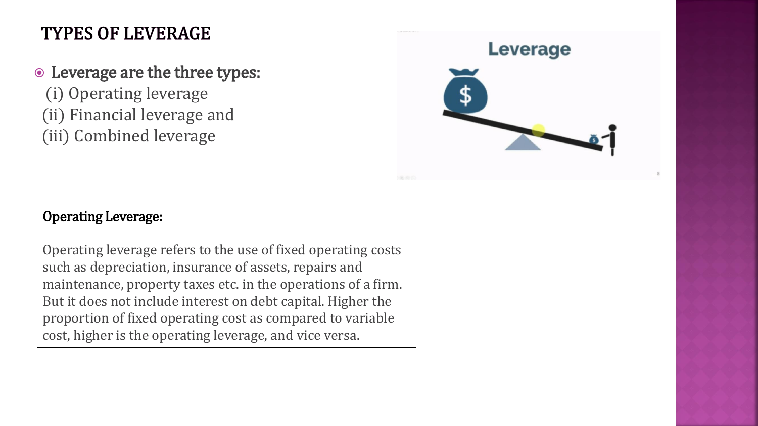# TYPES OF LEVERAGE

- Leverage are the three types:

  (i) Operating leverage

  (ii) Financial leverage and

  (iii) Combined leverage

**Operating Leverage:**

Operating leverage refers to the use of fixed operating costs such as depreciation, insurance of assets, repairs and maintenance, property taxes etc. in the operations of a firm. But it does not include interest on debt capital. Higher the proportion of fixed operating cost as compared to variable cost, higher is the operating leverage, and vice versa.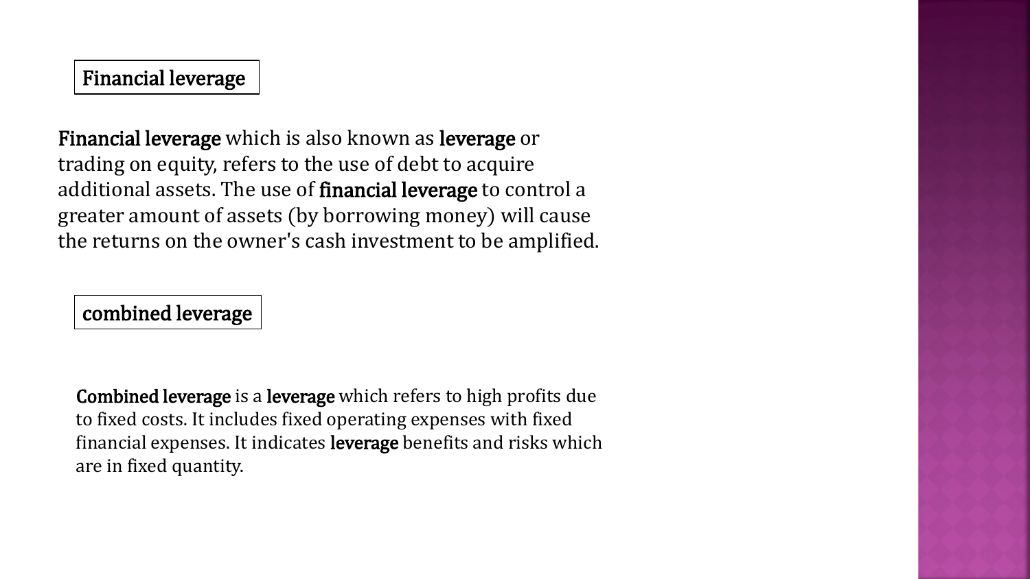## Financial leverage

**Financial leverage** which is also known as **leverage** or trading on equity, refers to the use of debt to acquire additional assets. The use of **financial leverage** to control a greater amount of assets (by borrowing money) will cause the returns on the owner's cash investment to be amplified.

## combined leverage

**Combined leverage** is a **leverage** which refers to high profits due to fixed costs. It includes fixed operating expenses with fixed financial expenses. It indicates **leverage** benefits and risks which are in fixed quantity.